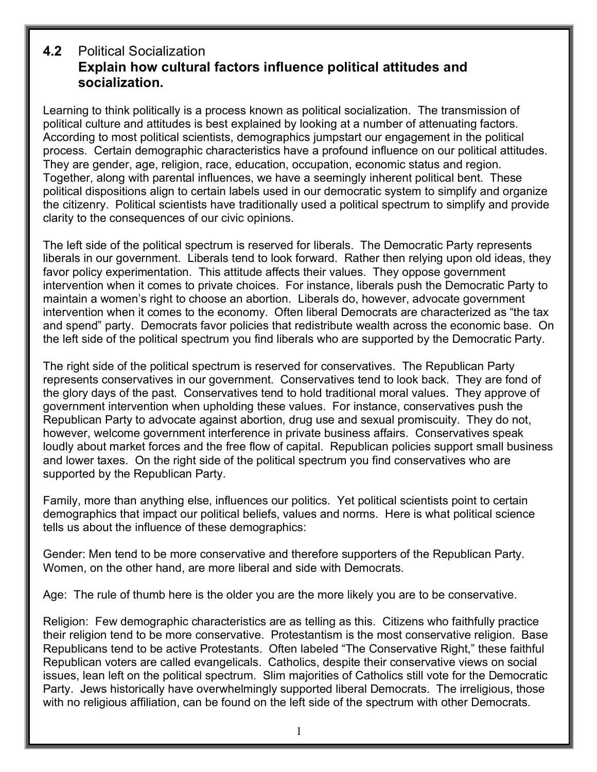## 4.2 Political Socialization

### Explain how cultural factors influence political attitudes and socialization.

Learning to think politically is a process known as political socialization. The transmission of political culture and attitudes is best explained by looking at a number of attenuating factors. According to most political scientists, demographics jumpstart our engagement in the political process. Certain demographic characteristics have a profound influence on our political attitudes. They are gender, age, religion, race, education, occupation, economic status and region. Together, along with parental influences, we have a seemingly inherent political bent. These political dispositions align to certain labels used in our democratic system to simplify and organize the citizenry. Political scientists have traditionally used a political spectrum to simplify and provide clarity to the consequences of our civic opinions.

The left side of the political spectrum is reserved for liberals. The Democratic Party represents liberals in our government. Liberals tend to look forward. Rather then relying upon old ideas, they favor policy experimentation. This attitude affects their values. They oppose government intervention when it comes to private choices. For instance, liberals push the Democratic Party to maintain a women's right to choose an abortion. Liberals do, however, advocate government intervention when it comes to the economy. Often liberal Democrats are characterized as "the tax and spend" party. Democrats favor policies that redistribute wealth across the economic base. On the left side of the political spectrum you find liberals who are supported by the Democratic Party.

The right side of the political spectrum is reserved for conservatives. The Republican Party represents conservatives in our government. Conservatives tend to look back. They are fond of the glory days of the past. Conservatives tend to hold traditional moral values. They approve of government intervention when upholding these values. For instance, conservatives push the Republican Party to advocate against abortion, drug use and sexual promiscuity. They do not, however, welcome government interference in private business affairs. Conservatives speak loudly about market forces and the free flow of capital. Republican policies support small business and lower taxes. On the right side of the political spectrum you find conservatives who are supported by the Republican Party.

Family, more than anything else, influences our politics. Yet political scientists point to certain demographics that impact our political beliefs, values and norms. Here is what political science tells us about the influence of these demographics:

Gender: Men tend to be more conservative and therefore supporters of the Republican Party. Women, on the other hand, are more liberal and side with Democrats.

Age: The rule of thumb here is the older you are the more likely you are to be conservative.

Religion: Few demographic characteristics are as telling as this. Citizens who faithfully practice their religion tend to be more conservative. Protestantism is the most conservative religion. Base Republicans tend to be active Protestants. Often labeled "The Conservative Right," these faithful Republican voters are called evangelicals. Catholics, despite their conservative views on social issues, lean left on the political spectrum. Slim majorities of Catholics still vote for the Democratic Party. Jews historically have overwhelmingly supported liberal Democrats. The irreligious, those with no religious affiliation, can be found on the left side of the spectrum with other Democrats.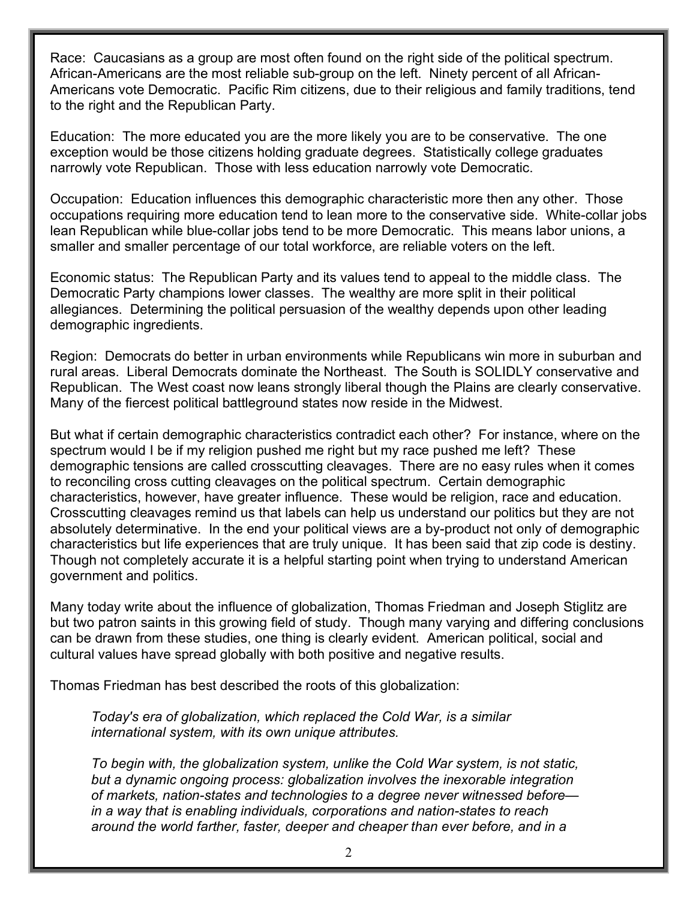Race: Caucasians as a group are most often found on the right side of the political spectrum. African-Americans are the most reliable sub-group on the left. Ninety percent of all African-Americans vote Democratic. Pacific Rim citizens, due to their religious and family traditions, tend to the right and the Republican Party.

Education: The more educated you are the more likely you are to be conservative. The one exception would be those citizens holding graduate degrees. Statistically college graduates narrowly vote Republican. Those with less education narrowly vote Democratic.

Occupation: Education influences this demographic characteristic more then any other. Those occupations requiring more education tend to lean more to the conservative side. White-collar jobs lean Republican while blue-collar jobs tend to be more Democratic. This means labor unions, a smaller and smaller percentage of our total workforce, are reliable voters on the left.

Economic status: The Republican Party and its values tend to appeal to the middle class. The Democratic Party champions lower classes. The wealthy are more split in their political allegiances. Determining the political persuasion of the wealthy depends upon other leading demographic ingredients.

Region: Democrats do better in urban environments while Republicans win more in suburban and rural areas. Liberal Democrats dominate the Northeast. The South is SOLIDLY conservative and Republican. The West coast now leans strongly liberal though the Plains are clearly conservative. Many of the fiercest political battleground states now reside in the Midwest.

But what if certain demographic characteristics contradict each other? For instance, where on the spectrum would I be if my religion pushed me right but my race pushed me left? These demographic tensions are called crosscutting cleavages. There are no easy rules when it comes to reconciling cross cutting cleavages on the political spectrum. Certain demographic characteristics, however, have greater influence. These would be religion, race and education. Crosscutting cleavages remind us that labels can help us understand our politics but they are not absolutely determinative. In the end your political views are a by-product not only of demographic characteristics but life experiences that are truly unique. It has been said that zip code is destiny. Though not completely accurate it is a helpful starting point when trying to understand American government and politics.

Many today write about the influence of globalization, Thomas Friedman and Joseph Stiglitz are but two patron saints in this growing field of study. Though many varying and differing conclusions can be drawn from these studies, one thing is clearly evident. American political, social and cultural values have spread globally with both positive and negative results.

Thomas Friedman has best described the roots of this globalization:

> *Today's era of globalization, which replaced the Cold War, is a similar international system, with its own unique attributes.*
>
> *To begin with, the globalization system, unlike the Cold War system, is not static, but a dynamic ongoing process: globalization involves the inexorable integration of markets, nation-states and technologies to a degree never witnessed before—in a way that is enabling individuals, corporations and nation-states to reach around the world farther, faster, deeper and cheaper than ever before, and in a*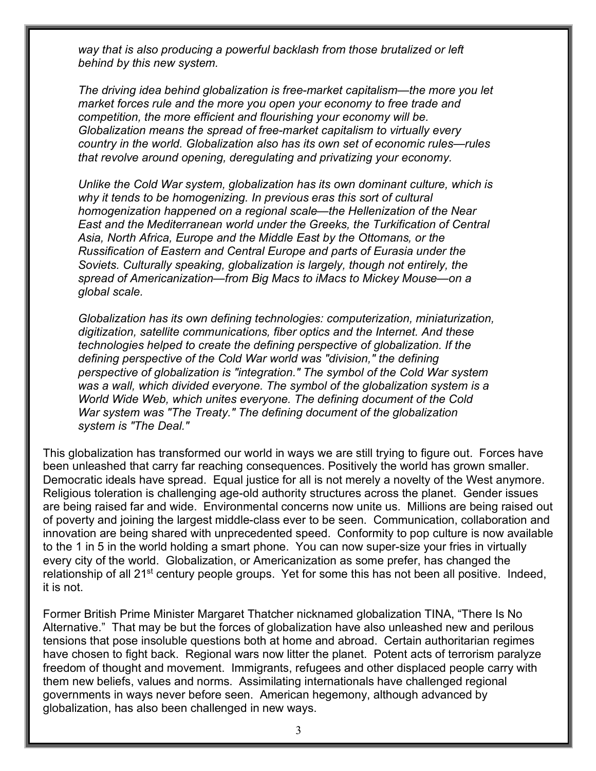*way that is also producing a powerful backlash from those brutalized or left behind by this new system.*

*The driving idea behind globalization is free-market capitalism—the more you let market forces rule and the more you open your economy to free trade and competition, the more efficient and flourishing your economy will be. Globalization means the spread of free-market capitalism to virtually every country in the world. Globalization also has its own set of economic rules—rules that revolve around opening, deregulating and privatizing your economy.*

*Unlike the Cold War system, globalization has its own dominant culture, which is why it tends to be homogenizing. In previous eras this sort of cultural homogenization happened on a regional scale—the Hellenization of the Near East and the Mediterranean world under the Greeks, the Turkification of Central Asia, North Africa, Europe and the Middle East by the Ottomans, or the Russification of Eastern and Central Europe and parts of Eurasia under the Soviets. Culturally speaking, globalization is largely, though not entirely, the spread of Americanization—from Big Macs to iMacs to Mickey Mouse—on a global scale.*

*Globalization has its own defining technologies: computerization, miniaturization, digitization, satellite communications, fiber optics and the Internet. And these technologies helped to create the defining perspective of globalization. If the defining perspective of the Cold War world was "division," the defining perspective of globalization is "integration." The symbol of the Cold War system was a wall, which divided everyone. The symbol of the globalization system is a World Wide Web, which unites everyone. The defining document of the Cold War system was "The Treaty." The defining document of the globalization system is "The Deal."*

This globalization has transformed our world in ways we are still trying to figure out. Forces have been unleashed that carry far reaching consequences. Positively the world has grown smaller. Democratic ideals have spread. Equal justice for all is not merely a novelty of the West anymore. Religious toleration is challenging age-old authority structures across the planet. Gender issues are being raised far and wide. Environmental concerns now unite us. Millions are being raised out of poverty and joining the largest middle-class ever to be seen. Communication, collaboration and innovation are being shared with unprecedented speed. Conformity to pop culture is now available to the 1 in 5 in the world holding a smart phone. You can now super-size your fries in virtually every city of the world. Globalization, or Americanization as some prefer, has changed the relationship of all 21st century people groups. Yet for some this has not been all positive. Indeed, it is not.

Former British Prime Minister Margaret Thatcher nicknamed globalization TINA, "There Is No Alternative." That may be but the forces of globalization have also unleashed new and perilous tensions that pose insoluble questions both at home and abroad. Certain authoritarian regimes have chosen to fight back. Regional wars now litter the planet. Potent acts of terrorism paralyze freedom of thought and movement. Immigrants, refugees and other displaced people carry with them new beliefs, values and norms. Assimilating internationals have challenged regional governments in ways never before seen. American hegemony, although advanced by globalization, has also been challenged in new ways.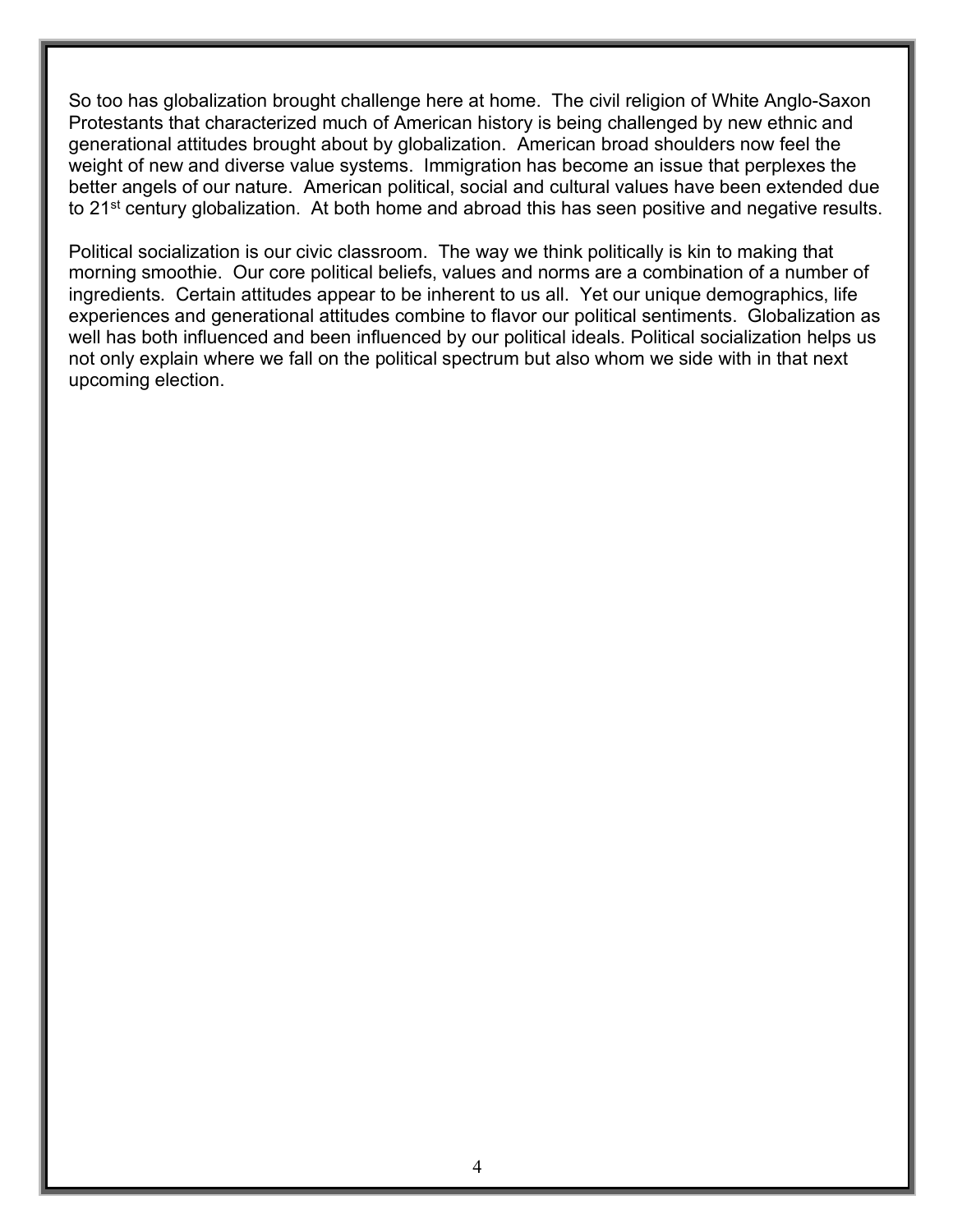So too has globalization brought challenge here at home. The civil religion of White Anglo-Saxon Protestants that characterized much of American history is being challenged by new ethnic and generational attitudes brought about by globalization. American broad shoulders now feel the weight of new and diverse value systems. Immigration has become an issue that perplexes the better angels of our nature. American political, social and cultural values have been extended due to 21st century globalization. At both home and abroad this has seen positive and negative results.

Political socialization is our civic classroom. The way we think politically is kin to making that morning smoothie. Our core political beliefs, values and norms are a combination of a number of ingredients. Certain attitudes appear to be inherent to us all. Yet our unique demographics, life experiences and generational attitudes combine to flavor our political sentiments. Globalization as well has both influenced and been influenced by our political ideals. Political socialization helps us not only explain where we fall on the political spectrum but also whom we side with in that next upcoming election.